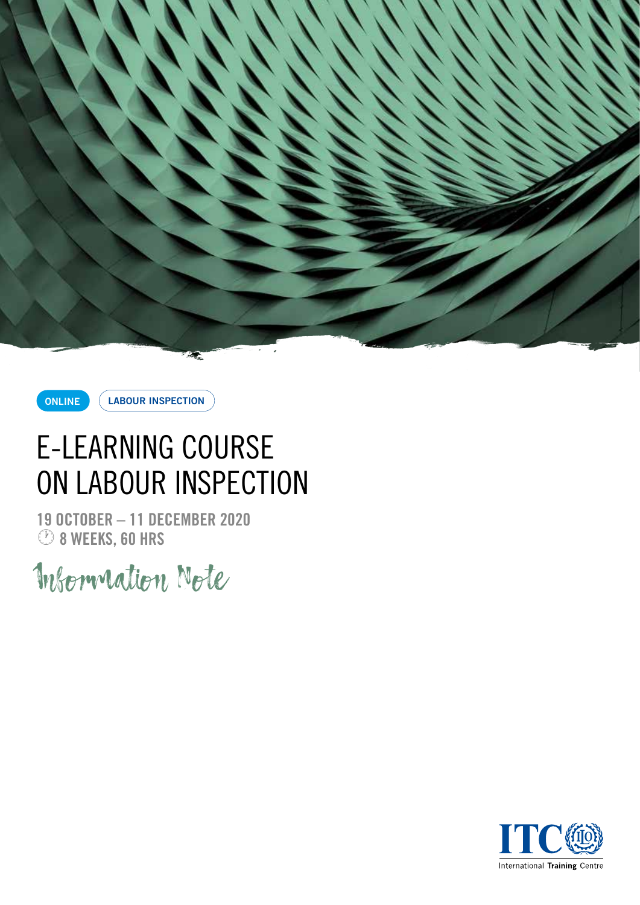ONLINE

LABOUR INSPECTION

# E-LEARNING COURSE ON LABOUR INSPECTION

**19 OCTOBER – 11 DECEMBER 2020**

**8 WEEKS, 60 HRS**

Information Note

ITC International Training Centre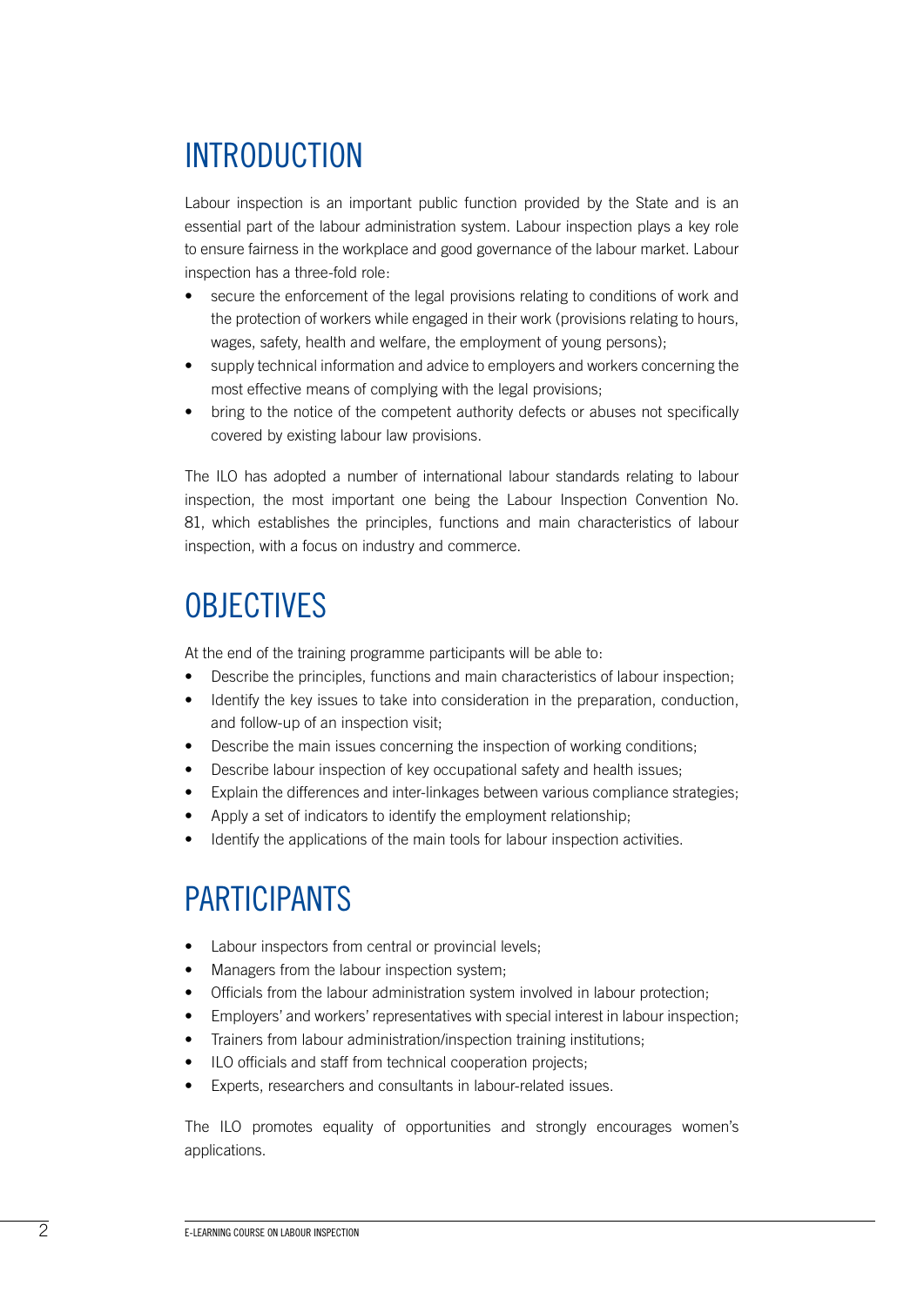# INTRODUCTION

Labour inspection is an important public function provided by the State and is an essential part of the labour administration system. Labour inspection plays a key role to ensure fairness in the workplace and good governance of the labour market. Labour inspection has a three-fold role:

- secure the enforcement of the legal provisions relating to conditions of work and the protection of workers while engaged in their work (provisions relating to hours, wages, safety, health and welfare, the employment of young persons);
- supply technical information and advice to employers and workers concerning the most effective means of complying with the legal provisions;
- bring to the notice of the competent authority defects or abuses not specifically covered by existing labour law provisions.

The ILO has adopted a number of international labour standards relating to labour inspection, the most important one being the Labour Inspection Convention No. 81, which establishes the principles, functions and main characteristics of labour inspection, with a focus on industry and commerce.

# OBJECTIVES

At the end of the training programme participants will be able to:

- Describe the principles, functions and main characteristics of labour inspection;
- Identify the key issues to take into consideration in the preparation, conduction, and follow-up of an inspection visit;
- Describe the main issues concerning the inspection of working conditions;
- Describe labour inspection of key occupational safety and health issues;
- Explain the differences and inter-linkages between various compliance strategies;
- Apply a set of indicators to identify the employment relationship;
- Identify the applications of the main tools for labour inspection activities.

# PARTICIPANTS

- Labour inspectors from central or provincial levels;
- Managers from the labour inspection system;
- Officials from the labour administration system involved in labour protection;
- Employers' and workers' representatives with special interest in labour inspection;
- Trainers from labour administration/inspection training institutions;
- ILO officials and staff from technical cooperation projects;
- Experts, researchers and consultants in labour-related issues.

The ILO promotes equality of opportunities and strongly encourages women's applications.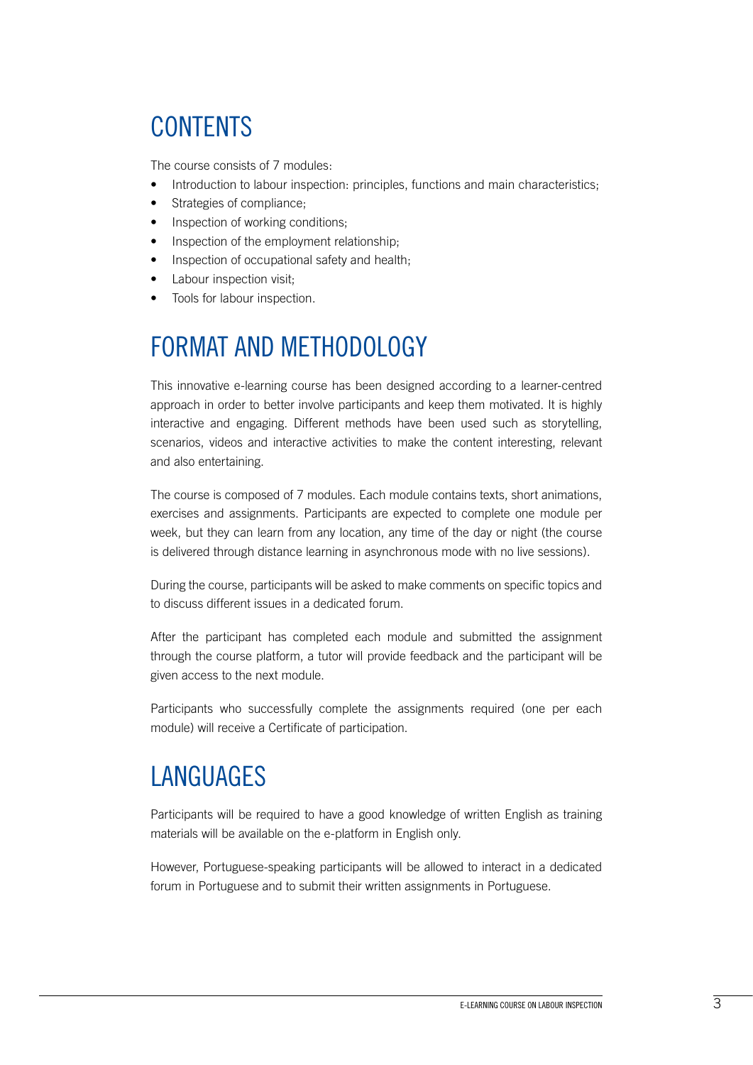## CONTENTS

The course consists of 7 modules:

- Introduction to labour inspection: principles, functions and main characteristics;
- Strategies of compliance;
- Inspection of working conditions;
- Inspection of the employment relationship;
- Inspection of occupational safety and health;
- Labour inspection visit;
- Tools for labour inspection.

## FORMAT AND METHODOLOGY

This innovative e-learning course has been designed according to a learner-centred approach in order to better involve participants and keep them motivated. It is highly interactive and engaging. Different methods have been used such as storytelling, scenarios, videos and interactive activities to make the content interesting, relevant and also entertaining.

The course is composed of 7 modules. Each module contains texts, short animations, exercises and assignments. Participants are expected to complete one module per week, but they can learn from any location, any time of the day or night (the course is delivered through distance learning in asynchronous mode with no live sessions).

During the course, participants will be asked to make comments on specific topics and to discuss different issues in a dedicated forum.

After the participant has completed each module and submitted the assignment through the course platform, a tutor will provide feedback and the participant will be given access to the next module.

Participants who successfully complete the assignments required (one per each module) will receive a Certificate of participation.

## LANGUAGES

Participants will be required to have a good knowledge of written English as training materials will be available on the e-platform in English only.

However, Portuguese-speaking participants will be allowed to interact in a dedicated forum in Portuguese and to submit their written assignments in Portuguese.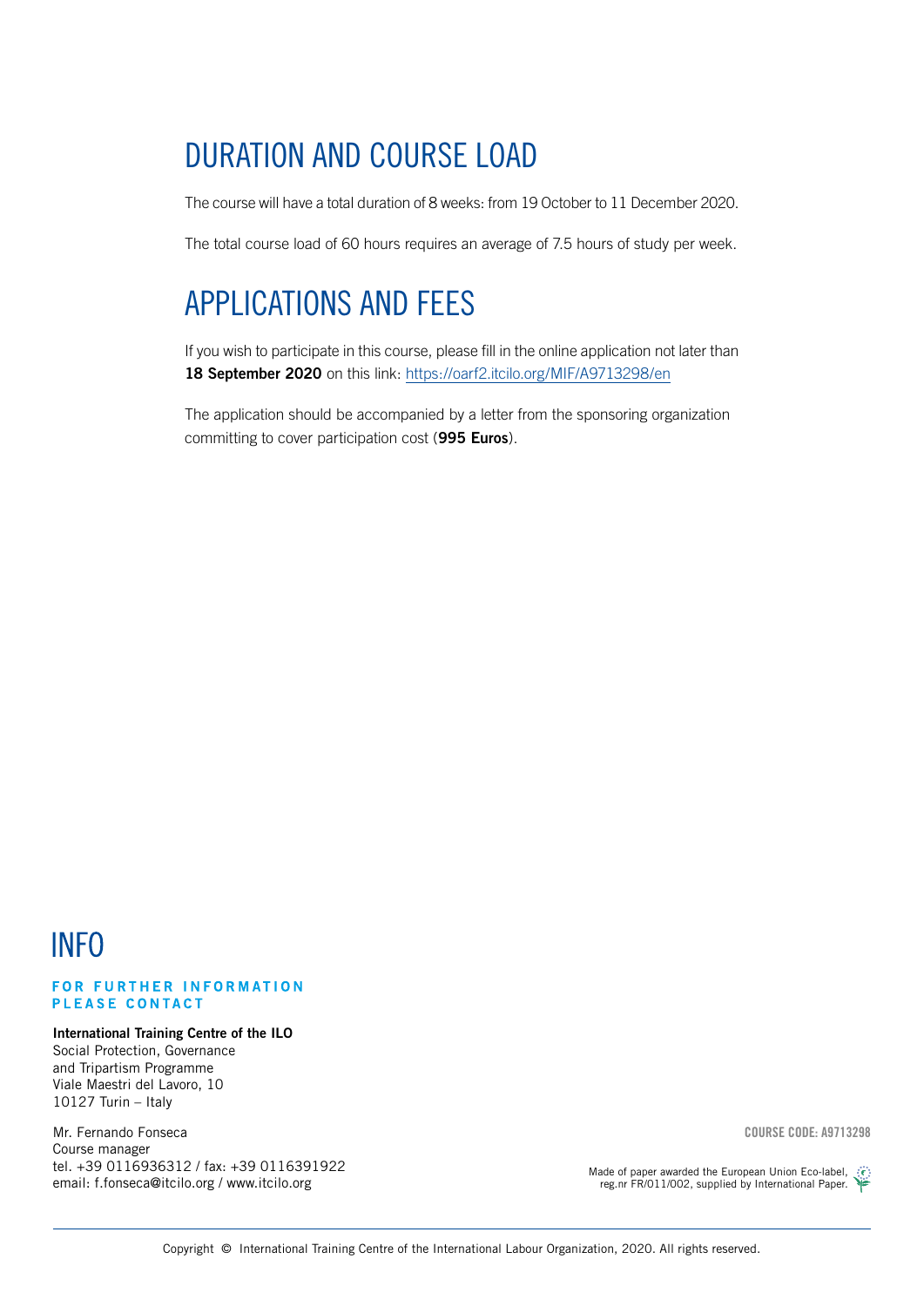# DURATION AND COURSE LOAD

The course will have a total duration of 8 weeks: from 19 October to 11 December 2020.

The total course load of 60 hours requires an average of 7.5 hours of study per week.

# APPLICATIONS AND FEES

If you wish to participate in this course, please fill in the online application not later than **18 September 2020** on this link: https://oarf2.itcilo.org/MIF/A9713298/en

The application should be accompanied by a letter from the sponsoring organization committing to cover participation cost (**995 Euros**).

# INFO

**FOR FURTHER INFORMATION PLEASE CONTACT**

**International Training Centre of the ILO**
Social Protection, Governance
and Tripartism Programme
Viale Maestri del Lavoro, 10
10127 Turin – Italy

Mr. Fernando Fonseca
Course manager
tel. +39 0116936312 / fax: +39 0116391922
email: f.fonseca@itcilo.org / www.itcilo.org

**COURSE CODE: A9713298**

Made of paper awarded the European Union Eco-label, reg.nr FR/011/002, supplied by International Paper.

Copyright © International Training Centre of the International Labour Organization, 2020. All rights reserved.